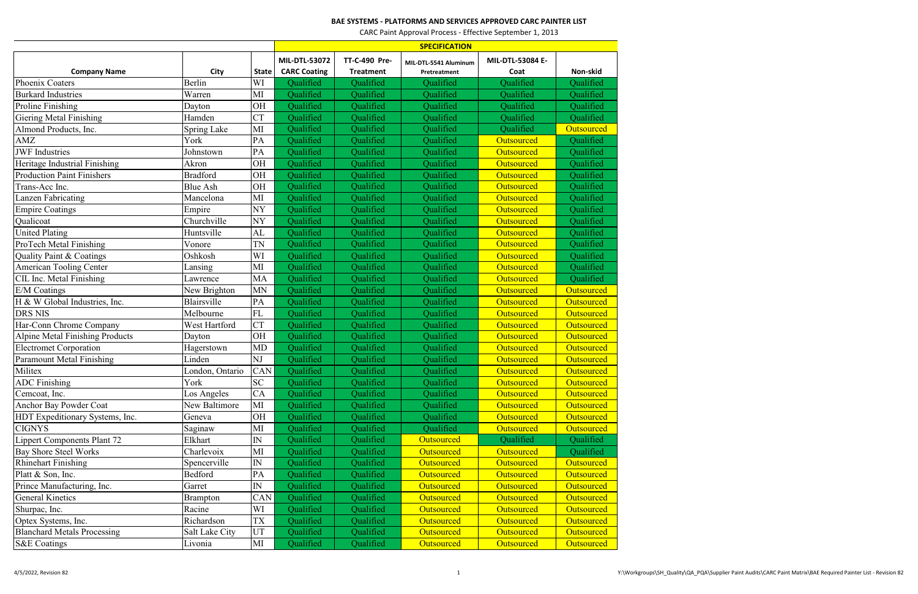# BAE SYSTEMS - PLATFORMS AND SERVICES APPROVED CARC PAINTER LIST

CARC Paint Approval Process - Effective September 1, 2013

| | | | SPECIFICATION | | | | |
|---|---|---|---|---|---|---|---|
| **Company Name** | **City** | **State** | **MIL-DTL-53072 CARC Coating** | **TT-C-490 Pre-Treatment** | **MIL-DTL-5541 Aluminum Pretreatment** | **MIL-DTL-53084 E-Coat** | **Non-skid** |
| Phoenix Coaters | Berlin | WI | Qualified | Qualified | Qualified | Qualified | Qualified |
| Burkard Industries | Warren | MI | Qualified | Qualified | Qualified | Qualified | Qualified |
| Proline Finishing | Dayton | OH | Qualified | Qualified | Qualified | Qualified | Qualified |
| Giering Metal Finishing | Hamden | CT | Qualified | Qualified | Qualified | Qualified | Qualified |
| Almond Products, Inc. | Spring Lake | MI | Qualified | Qualified | Qualified | Qualified | Outsourced |
| AMZ | York | PA | Qualified | Qualified | Qualified | Outsourced | Qualified |
| JWF Industries | Johnstown | PA | Qualified | Qualified | Qualified | Outsourced | Qualified |
| Heritage Industrial Finishing | Akron | OH | Qualified | Qualified | Qualified | Outsourced | Qualified |
| Production Paint Finishers | Bradford | OH | Qualified | Qualified | Qualified | Outsourced | Qualified |
| Trans-Acc Inc. | Blue Ash | OH | Qualified | Qualified | Qualified | Outsourced | Qualified |
| Lanzen Fabricating | Mancelona | MI | Qualified | Qualified | Qualified | Outsourced | Qualified |
| Empire Coatings | Empire | NY | Qualified | Qualified | Qualified | Outsourced | Qualified |
| Qualicoat | Churchville | NY | Qualified | Qualified | Qualified | Outsourced | Qualified |
| United Plating | Huntsville | AL | Qualified | Qualified | Qualified | Outsourced | Qualified |
| ProTech Metal Finishing | Vonore | TN | Qualified | Qualified | Qualified | Outsourced | Qualified |
| Quality Paint & Coatings | Oshkosh | WI | Qualified | Qualified | Qualified | Outsourced | Qualified |
| American Tooling Center | Lansing | MI | Qualified | Qualified | Qualified | Outsourced | Qualified |
| CIL Inc. Metal Finishing | Lawrence | MA | Qualified | Qualified | Qualified | Outsourced | Qualified |
| E/M Coatings | New Brighton | MN | Qualified | Qualified | Qualified | Outsourced | Outsourced |
| H & W Global Industries, Inc. | Blairsville | PA | Qualified | Qualified | Qualified | Outsourced | Outsourced |
| DRS NIS | Melbourne | FL | Qualified | Qualified | Qualified | Outsourced | Outsourced |
| Har-Conn Chrome Company | West Hartford | CT | Qualified | Qualified | Qualified | Outsourced | Outsourced |
| Alpine Metal Finishing Products | Dayton | OH | Qualified | Qualified | Qualified | Outsourced | Outsourced |
| Electromet Corporation | Hagerstown | MD | Qualified | Qualified | Qualified | Outsourced | Outsourced |
| Paramount Metal Finishing | Linden | NJ | Qualified | Qualified | Qualified | Outsourced | Outsourced |
| Militex | London, Ontario | CAN | Qualified | Qualified | Qualified | Outsourced | Outsourced |
| ADC Finishing | York | SC | Qualified | Qualified | Qualified | Outsourced | Outsourced |
| Cemcoat, Inc. | Los Angeles | CA | Qualified | Qualified | Qualified | Outsourced | Outsourced |
| Anchor Bay Powder Coat | New Baltimore | MI | Qualified | Qualified | Qualified | Outsourced | Outsourced |
| HDT Expeditionary Systems, Inc. | Geneva | OH | Qualified | Qualified | Qualified | Outsourced | Outsourced |
| CIGNYS | Saginaw | MI | Qualified | Qualified | Qualified | Outsourced | Outsourced |
| Lippert Components Plant 72 | Elkhart | IN | Qualified | Qualified | Outsourced | Qualified | Qualified |
| Bay Shore Steel Works | Charlevoix | MI | Qualified | Qualified | Outsourced | Outsourced | Qualified |
| Rhinehart Finishing | Spencerville | IN | Qualified | Qualified | Outsourced | Outsourced | Outsourced |
| Platt & Son, Inc. | Bedford | PA | Qualified | Qualified | Outsourced | Outsourced | Outsourced |
| Prince Manufacturing, Inc. | Garret | IN | Qualified | Qualified | Outsourced | Outsourced | Outsourced |
| General Kinetics | Brampton | CAN | Qualified | Qualified | Outsourced | Outsourced | Outsourced |
| Shurpac, Inc. | Racine | WI | Qualified | Qualified | Outsourced | Outsourced | Outsourced |
| Optex Systems, Inc. | Richardson | TX | Qualified | Qualified | Outsourced | Outsourced | Outsourced |
| Blanchard Metals Processing | Salt Lake City | UT | Qualified | Qualified | Outsourced | Outsourced | Outsourced |
| S&E Coatings | Livonia | MI | Qualified | Qualified | Outsourced | Outsourced | Outsourced |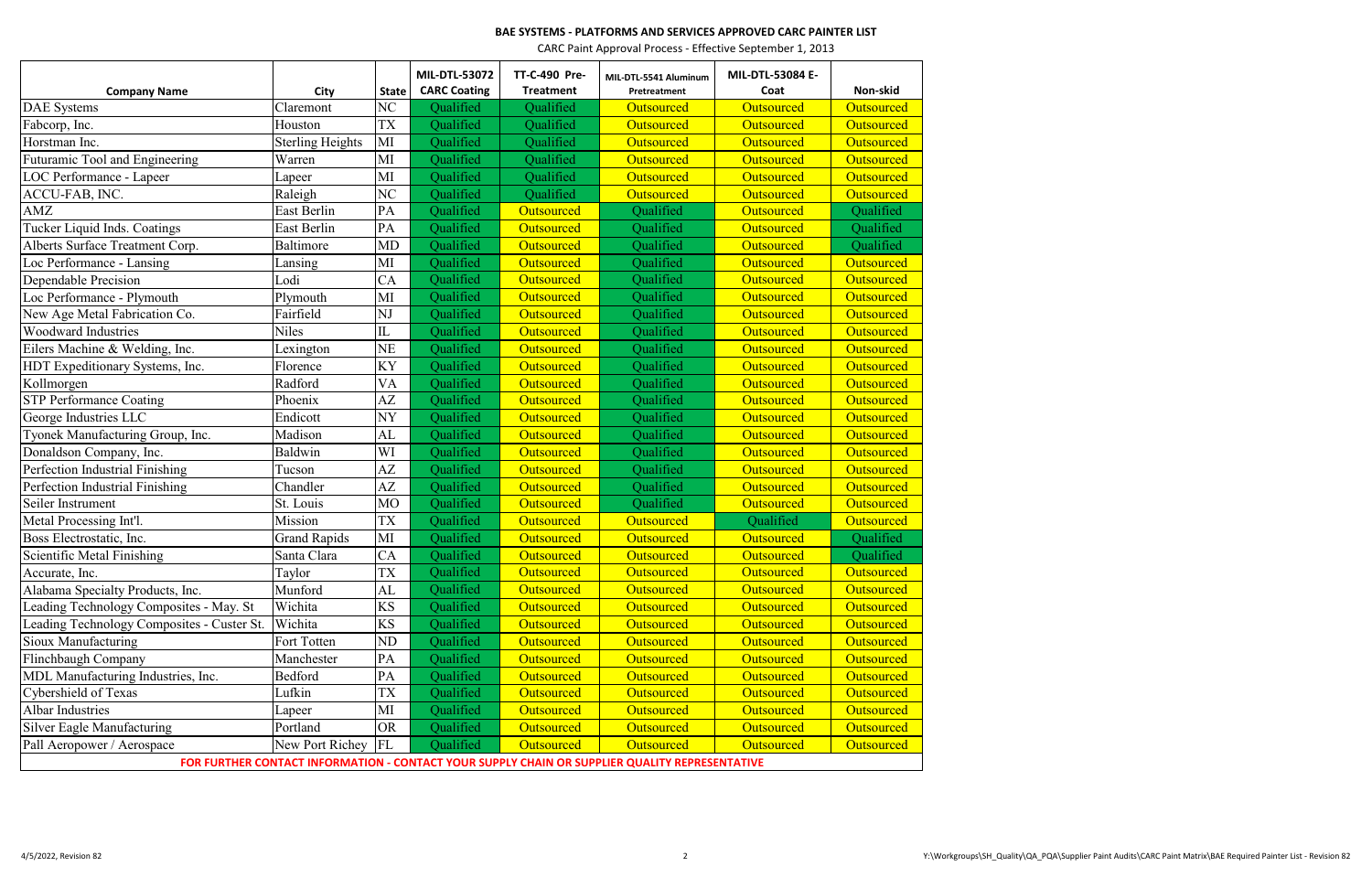# BAE SYSTEMS - PLATFORMS AND SERVICES APPROVED CARC PAINTER LIST

CARC Paint Approval Process - Effective September 1, 2013

| Company Name | City | State | MIL-DTL-53072 CARC Coating | TT-C-490 Pre-Treatment | MIL-DTL-5541 Aluminum Pretreatment | MIL-DTL-53084 E-Coat | Non-skid |
|---|---|---|---|---|---|---|---|
| DAE Systems | Claremont | NC | Qualified | Qualified | Outsourced | Outsourced | Outsourced |
| Fabcorp, Inc. | Houston | TX | Qualified | Qualified | Outsourced | Outsourced | Outsourced |
| Horstman Inc. | Sterling Heights | MI | Qualified | Qualified | Outsourced | Outsourced | Outsourced |
| Futuramic Tool and Engineering | Warren | MI | Qualified | Qualified | Outsourced | Outsourced | Outsourced |
| LOC Performance - Lapeer | Lapeer | MI | Qualified | Qualified | Outsourced | Outsourced | Outsourced |
| ACCU-FAB, INC. | Raleigh | NC | Qualified | Qualified | Outsourced | Outsourced | Outsourced |
| AMZ | East Berlin | PA | Qualified | Outsourced | Qualified | Outsourced | Qualified |
| Tucker Liquid Inds. Coatings | East Berlin | PA | Qualified | Outsourced | Qualified | Outsourced | Qualified |
| Alberts Surface Treatment Corp. | Baltimore | MD | Qualified | Outsourced | Qualified | Outsourced | Qualified |
| Loc Performance - Lansing | Lansing | MI | Qualified | Outsourced | Qualified | Outsourced | Outsourced |
| Dependable Precision | Lodi | CA | Qualified | Outsourced | Qualified | Outsourced | Outsourced |
| Loc Performance - Plymouth | Plymouth | MI | Qualified | Outsourced | Qualified | Outsourced | Outsourced |
| New Age Metal Fabrication Co. | Fairfield | NJ | Qualified | Outsourced | Qualified | Outsourced | Outsourced |
| Woodward Industries | Niles | IL | Qualified | Outsourced | Qualified | Outsourced | Outsourced |
| Eilers Machine & Welding, Inc. | Lexington | NE | Qualified | Outsourced | Qualified | Outsourced | Outsourced |
| HDT Expeditionary Systems, Inc. | Florence | KY | Qualified | Outsourced | Qualified | Outsourced | Outsourced |
| Kollmorgen | Radford | VA | Qualified | Outsourced | Qualified | Outsourced | Outsourced |
| STP Performance Coating | Phoenix | AZ | Qualified | Outsourced | Qualified | Outsourced | Outsourced |
| George Industries LLC | Endicott | NY | Qualified | Outsourced | Qualified | Outsourced | Outsourced |
| Tyonek Manufacturing Group, Inc. | Madison | AL | Qualified | Outsourced | Qualified | Outsourced | Outsourced |
| Donaldson Company, Inc. | Baldwin | WI | Qualified | Outsourced | Qualified | Outsourced | Outsourced |
| Perfection Industrial Finishing | Tucson | AZ | Qualified | Outsourced | Qualified | Outsourced | Outsourced |
| Perfection Industrial Finishing | Chandler | AZ | Qualified | Outsourced | Qualified | Outsourced | Outsourced |
| Seiler Instrument | St. Louis | MO | Qualified | Outsourced | Qualified | Outsourced | Outsourced |
| Metal Processing Int'l. | Mission | TX | Qualified | Outsourced | Outsourced | Qualified | Outsourced |
| Boss Electrostatic, Inc. | Grand Rapids | MI | Qualified | Outsourced | Outsourced | Outsourced | Qualified |
| Scientific Metal Finishing | Santa Clara | CA | Qualified | Outsourced | Outsourced | Outsourced | Qualified |
| Accurate, Inc. | Taylor | TX | Qualified | Outsourced | Outsourced | Outsourced | Outsourced |
| Alabama Specialty Products, Inc. | Munford | AL | Qualified | Outsourced | Outsourced | Outsourced | Outsourced |
| Leading Technology Composites - May. St | Wichita | KS | Qualified | Outsourced | Outsourced | Outsourced | Outsourced |
| Leading Technology Composites - Custer St. | Wichita | KS | Qualified | Outsourced | Outsourced | Outsourced | Outsourced |
| Sioux Manufacturing | Fort Totten | ND | Qualified | Outsourced | Outsourced | Outsourced | Outsourced |
| Flinchbaugh Company | Manchester | PA | Qualified | Outsourced | Outsourced | Outsourced | Outsourced |
| MDL Manufacturing Industries, Inc. | Bedford | PA | Qualified | Outsourced | Outsourced | Outsourced | Outsourced |
| Cybershield of Texas | Lufkin | TX | Qualified | Outsourced | Outsourced | Outsourced | Outsourced |
| Albar Industries | Lapeer | MI | Qualified | Outsourced | Outsourced | Outsourced | Outsourced |
| Silver Eagle Manufacturing | Portland | OR | Qualified | Outsourced | Outsourced | Outsourced | Outsourced |
| Pall Aeropower / Aerospace | New Port Richey | FL | Qualified | Outsourced | Outsourced | Outsourced | Outsourced |

**FOR FURTHER CONTACT INFORMATION - CONTACT YOUR SUPPLY CHAIN OR SUPPLIER QUALITY REPRESENTATIVE**